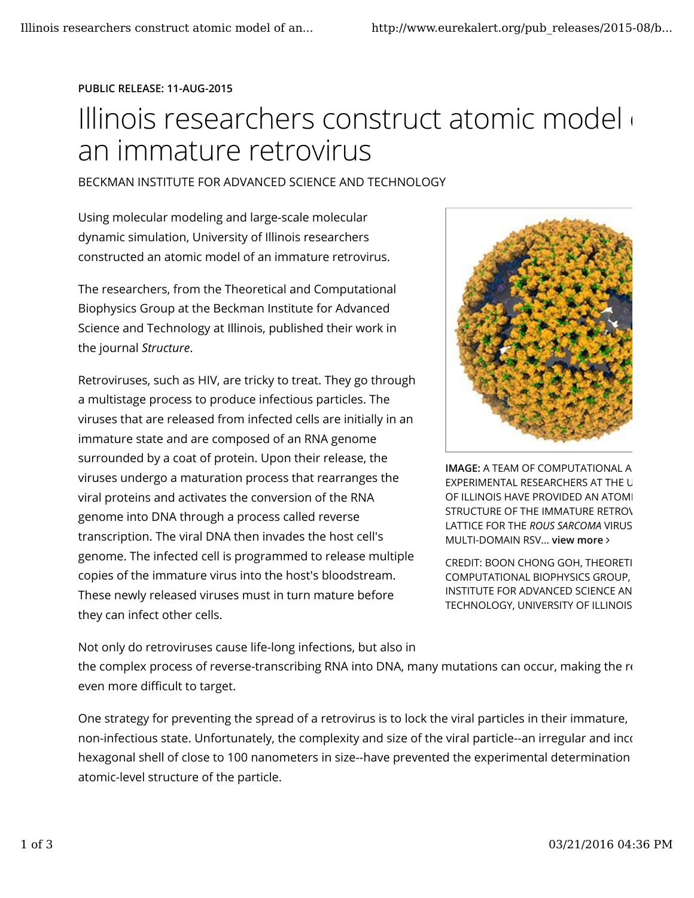PUBLIC RELEASE: 11-AUG-2015

# Illinois researchers construct atomic model of an immature retrovirus

BECKMAN INSTITUTE FOR ADVANCED SCIENCE AND TECHNOLOGY

Using molecular modeling and large-scale molecular dynamic simulation, University of Illinois researchers constructed an atomic model of an immature retrovirus.

The researchers, from the Theoretical and Computational Biophysics Group at the Beckman Institute for Advanced Science and Technology at Illinois, published their work in the journal *Structure*.

Retroviruses, such as HIV, are tricky to treat. They go through a multistage process to produce infectious particles. The viruses that are released from infected cells are initially in an immature state and are composed of an RNA genome surrounded by a coat of protein. Upon their release, the viruses undergo a maturation process that rearranges the viral proteins and activates the conversion of the RNA genome into DNA through a process called reverse transcription. The viral DNA then invades the host cell's genome. The infected cell is programmed to release multiple copies of the immature virus into the host's bloodstream. These newly released viruses must in turn mature before they can infect other cells.

**IMAGE:** A TEAM OF COMPUTATIONAL A EXPERIMENTAL RESEARCHERS AT THE U OF ILLINOIS HAVE PROVIDED AN ATOMI STRUCTURE OF THE IMMATURE RETRO LATTICE FOR THE *ROUS SARCOMA* VIRUS MULTI-DOMAIN RSV... **view more ›**

CREDIT: BOON CHONG GOH, THEORETI COMPUTATIONAL BIOPHYSICS GROUP, INSTITUTE FOR ADVANCED SCIENCE AN TECHNOLOGY, UNIVERSITY OF ILLINOIS

Not only do retroviruses cause life-long infections, but also in the complex process of reverse-transcribing RNA into DNA, many mutations can occur, making the r even more difficult to target.

One strategy for preventing the spread of a retrovirus is to lock the viral particles in their immature, non-infectious state. Unfortunately, the complexity and size of the viral particle--an irregular and inc hexagonal shell of close to 100 nanometers in size--have prevented the experimental determination atomic-level structure of the particle.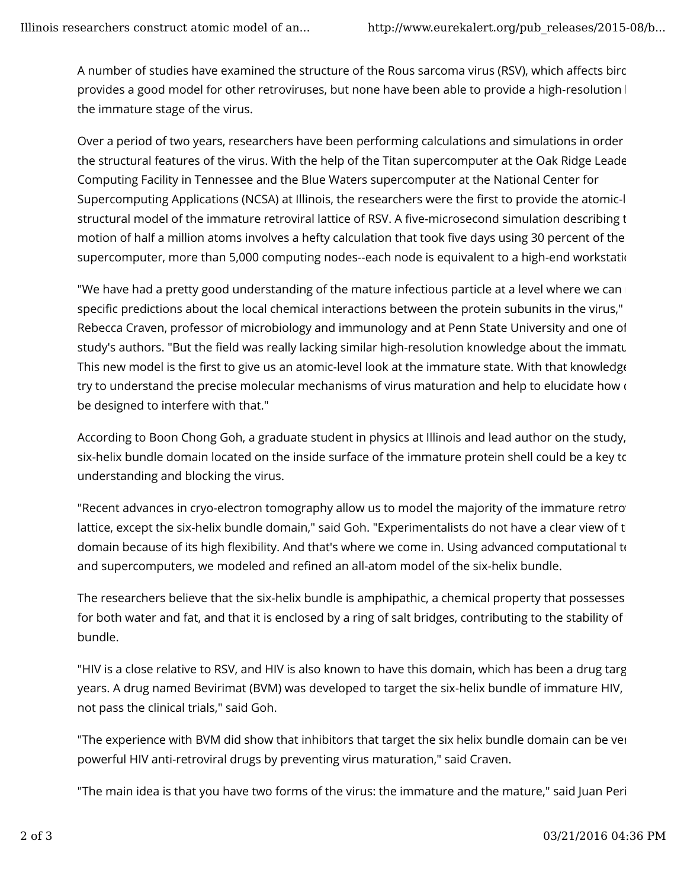A number of studies have examined the structure of the Rous sarcoma virus (RSV), which affects birc provides a good model for other retroviruses, but none have been able to provide a high-resolution l the immature stage of the virus.

Over a period of two years, researchers have been performing calculations and simulations in order the structural features of the virus. With the help of the Titan supercomputer at the Oak Ridge Leade Computing Facility in Tennessee and the Blue Waters supercomputer at the National Center for Supercomputing Applications (NCSA) at Illinois, the researchers were the first to provide the atomic-l structural model of the immature retroviral lattice of RSV. A five-microsecond simulation describing t motion of half a million atoms involves a hefty calculation that took five days using 30 percent of the supercomputer, more than 5,000 computing nodes--each node is equivalent to a high-end workstati

"We have had a pretty good understanding of the mature infectious particle at a level where we can specific predictions about the local chemical interactions between the protein subunits in the virus," Rebecca Craven, professor of microbiology and immunology and at Penn State University and one of study's authors. "But the field was really lacking similar high-resolution knowledge about the immatu This new model is the first to give us an atomic-level look at the immature state. With that knowledge try to understand the precise molecular mechanisms of virus maturation and help to elucidate how c be designed to interfere with that."

According to Boon Chong Goh, a graduate student in physics at Illinois and lead author on the study, six-helix bundle domain located on the inside surface of the immature protein shell could be a key tc understanding and blocking the virus.

"Recent advances in cryo-electron tomography allow us to model the majority of the immature retro lattice, except the six-helix bundle domain," said Goh. "Experimentalists do not have a clear view of t domain because of its high flexibility. And that's where we come in. Using advanced computational te and supercomputers, we modeled and refined an all-atom model of the six-helix bundle.

The researchers believe that the six-helix bundle is amphipathic, a chemical property that possesses for both water and fat, and that it is enclosed by a ring of salt bridges, contributing to the stability of bundle.

"HIV is a close relative to RSV, and HIV is also known to have this domain, which has been a drug targ years. A drug named Bevirimat (BVM) was developed to target the six-helix bundle of immature HIV, not pass the clinical trials," said Goh.

"The experience with BVM did show that inhibitors that target the six helix bundle domain can be ver powerful HIV anti-retroviral drugs by preventing virus maturation," said Craven.

"The main idea is that you have two forms of the virus: the immature and the mature," said Juan Peri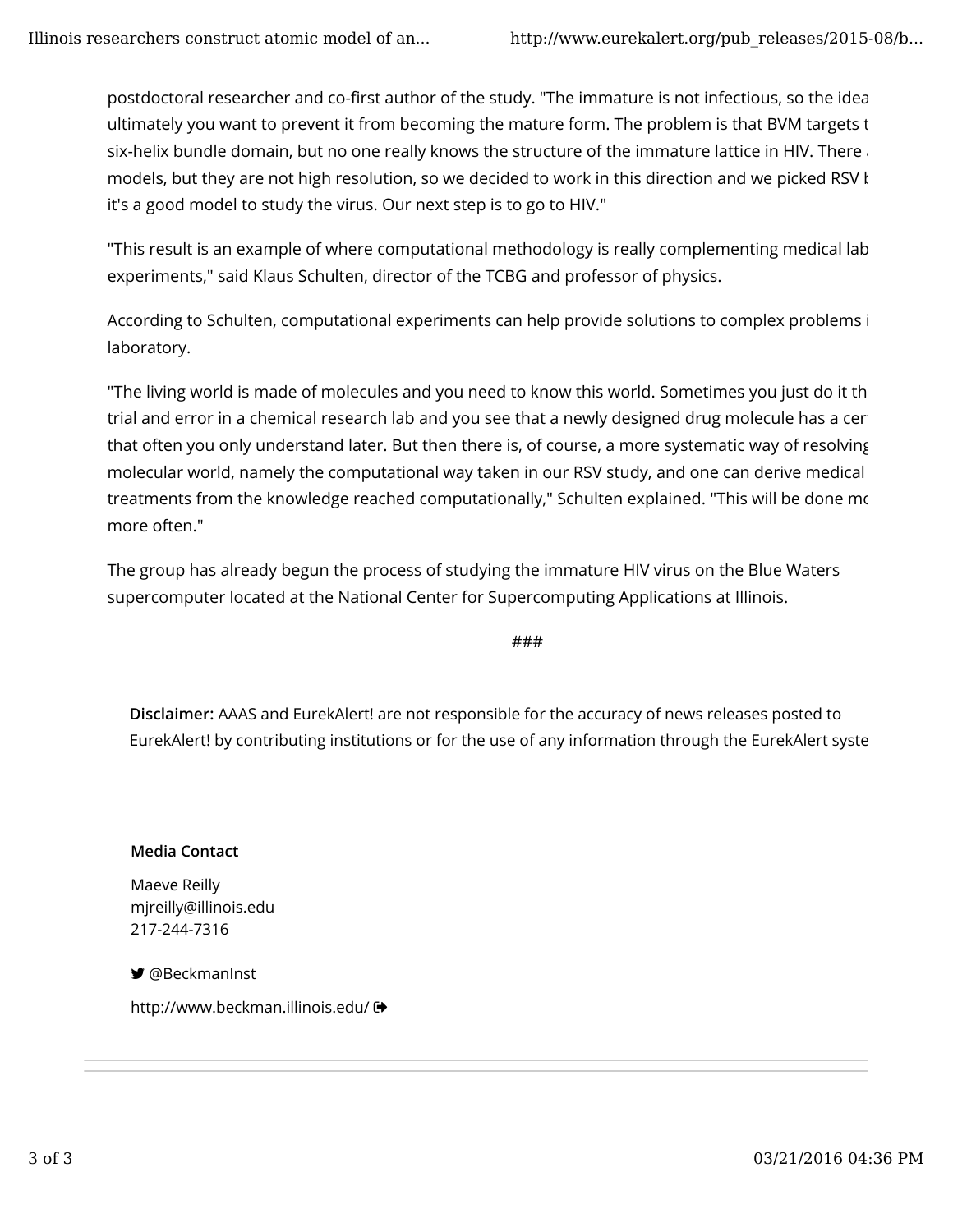postdoctoral researcher and co-first author of the study. "The immature is not infectious, so the idea ultimately you want to prevent it from becoming the mature form. The problem is that BVM targets t six-helix bundle domain, but no one really knows the structure of the immature lattice in HIV. There a models, but they are not high resolution, so we decided to work in this direction and we picked RSV b it's a good model to study the virus. Our next step is to go to HIV."

"This result is an example of where computational methodology is really complementing medical lab experiments," said Klaus Schulten, director of the TCBG and professor of physics.

According to Schulten, computational experiments can help provide solutions to complex problems i laboratory.

"The living world is made of molecules and you need to know this world. Sometimes you just do it th trial and error in a chemical research lab and you see that a newly designed drug molecule has a cert that often you only understand later. But then there is, of course, a more systematic way of resolving molecular world, namely the computational way taken in our RSV study, and one can derive medical treatments from the knowledge reached computationally," Schulten explained. "This will be done mo more often."

The group has already begun the process of studying the immature HIV virus on the Blue Waters supercomputer located at the National Center for Supercomputing Applications at Illinois.

###

**Disclaimer:** AAAS and EurekAlert! are not responsible for the accuracy of news releases posted to EurekAlert! by contributing institutions or for the use of any information through the EurekAlert syste

**Media Contact**

Maeve Reilly
mjreilly@illinois.edu
217-244-7316

@BeckmanInst

http://www.beckman.illinois.edu/